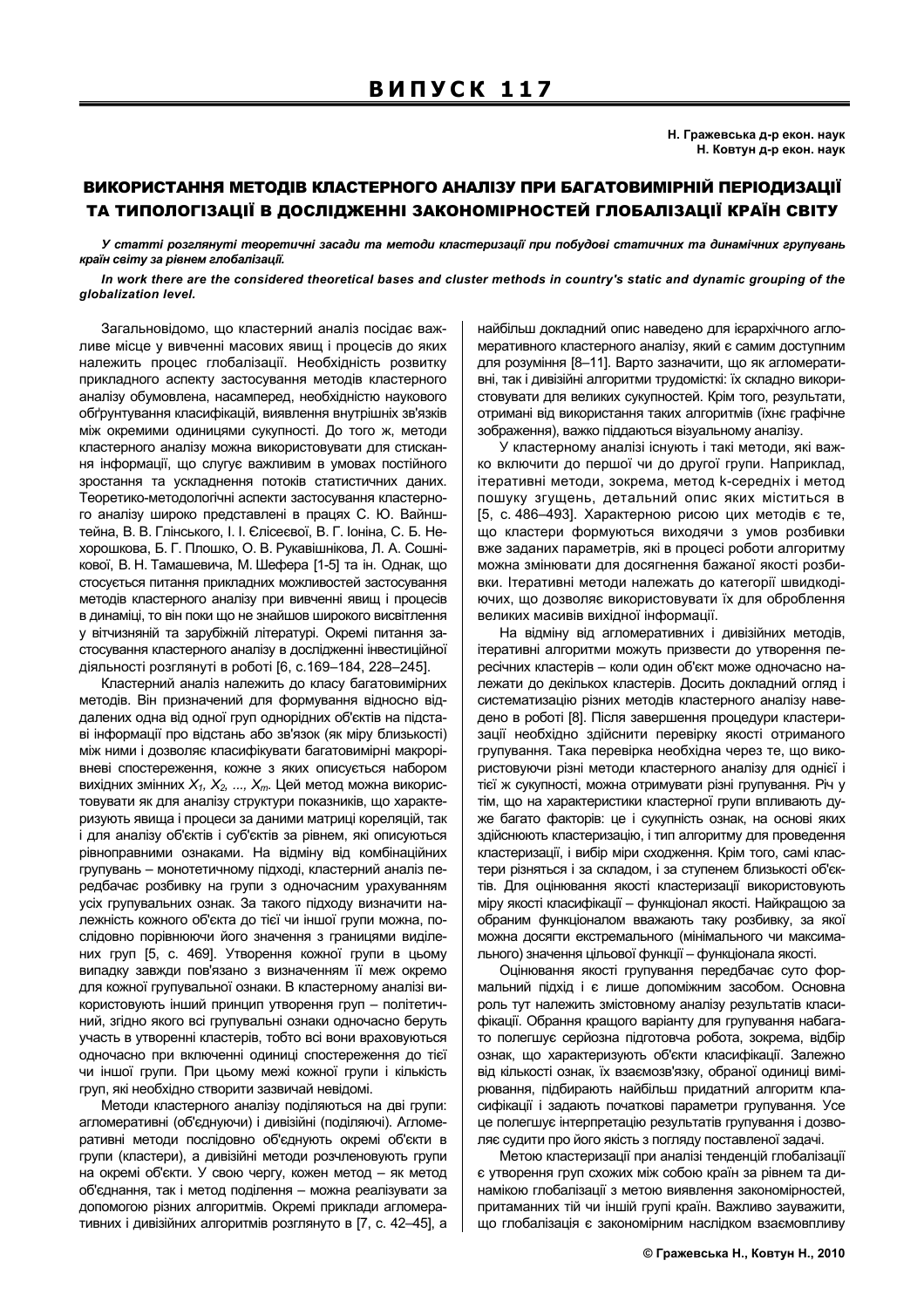# ВИПУСК 117

**Н. Гражевська д-р екон. наук**
**Н. Ковтун д-р екон. наук**

## ВИКОРИСТАННЯ МЕТОДІВ КЛАСТЕРНОГО АНАЛІЗУ ПРИ БАГАТОВИМІРНІЙ ПЕРІОДИЗАЦІЇ ТА ТИПОЛОГІЗАЦІЇ В ДОСЛІДЖЕННІ ЗАКОНОМІРНОСТЕЙ ГЛОБАЛІЗАЦІЇ КРАЇН СВІТУ

***У статті розглянуті теоретичні засади та методи кластеризації при побудові статичних та динамічних групувань країн світу за рівнем глобалізації.***

***In work there are the considered theoretical bases and cluster methods in country's static and dynamic grouping of the globalization level.***

Загальновідомо, що кластерний аналіз посідає важливе місце у вивченні масових явищ і процесів до яких належить процес глобалізації. Необхідність розвитку прикладного аспекту застосування методів кластерного аналізу обумовлена, насамперед, необхідністю наукового обґрунтування класифікацій, виявлення внутрішніх зв'язків між окремими одиницями сукупності. До того ж, методи кластерного аналізу можна використовувати для стискання інформації, що слугує важливим в умовах постійного зростання та ускладнення потоків статистичних даних. Теоретико-методологічні аспекти застосування кластерного аналізу широко представлені в працях С. Ю. Вайнштейна, В. В. Глінського, І. І. Єлісеєвої, В. Г. Іоніна, С. Б. Нехорошкова, Б. Г. Плошко, О. В. Рукавішнікова, Л. А. Сошнікової, В. Н. Тамашевича, М. Шефера [1-5] та ін. Однак, що стосується питання прикладних можливостей застосування методів кластерного аналізу при вивченні явищ і процесів у динаміці, то він поки що не знайшов широкого висвітлення у вітчизняній та зарубіжній літературі. Окремі питання застосування кластерного аналізу в дослідженні інвестиційної діяльності розглянуті в роботі [6, с.169–184, 228–245].

Кластерний аналіз належить до класу багатовимірних методів. Він призначений для формування відносно віддалених одна від одної груп однорідних об'єктів на підставі інформації про відстань або зв'язок (як міру близькості) між ними і дозволяє класифікувати багатовимірні макрорівневі спостереження, кожне з яких описується набором вихідних змінних $X_1, X_2, ..., X_m$. Цей метод можна використовувати як для аналізу структури показників, що характеризують явища і процеси за даними матриці кореляцій, так і для аналізу об'єктів і суб'єктів за рівнем, які описуються рівноправними ознаками. На відміну від комбінаційних групувань – монотетичному підході, кластерний аналіз передбачає розбивку на групи з одночасним урахуванням усіх групувальних ознак. За такого підходу визначити належність кожного об'єкта до тієї чи іншої групи можна, послідовно порівнюючи його значення з границями виділених груп [5, с. 469]. Утворення кожної групи в цьому випадку завжди пов'язано з визначенням її меж окремо для кожної групувальної ознаки. В кластерному аналізі використовують інший принцип утворення груп – політетичний, згідно якого всі групувальні ознаки одночасно беруть участь в утворенні кластерів, тобто всі вони враховуються одночасно при включенні одиниці спостереження до тієї чи іншої групи. При цьому межі кожної групи і кількість груп, які необхідно створити зазвичай невідомі.

Методи кластерного аналізу поділяються на дві групи: агломеративні (об'єднуючи) і дивізійні (поділяючі). Агломеративні методи послідовно об'єднують окремі об'єкти в групи (кластери), а дивізійні методи розчленовують групи на окремі об'єкти. У свою чергу, кожен метод – як метод об'єднання, так і метод поділення – можна реалізувати за допомогою різних алгоритмів. Окремі приклади агломеративних і дивізійних алгоритмів розглянуто в [7, с. 42–45], а найбільш докладний опис наведено для ієрархічного агломеративного кластерного аналізу, який є самим доступним для розуміння [8–11]. Варто зазначити, що як агломеративні, так і дивізійні алгоритми трудомісткі: їх складно використовувати для великих сукупностей. Крім того, результати, отримані від використання таких алгоритмів (їхнє графічне зображення), важко піддаються візуальному аналізу.

У кластерному аналізі існують і такі методи, які важко включити до першої чи до другої групи. Наприклад, ітеративні методи, зокрема, метод k-середніх і метод пошуку згущень, детальний опис яких міститься в [5, с. 486–493]. Характерною рисою цих методів є те, що кластери формуються виходячи з умов розбивки вже заданих параметрів, які в процесі роботи алгоритму можна змінювати для досягнення бажаної якості розбивки. Ітеративні методи належать до категорії швидкодіючих, що дозволяє використовувати їх для оброблення великих масивів вихідної інформації.

На відміну від агломеративних і дивізійних методів, ітеративні алгоритми можуть призвести до утворення пересічних кластерів – коли один об'єкт може одночасно належати до декількох кластерів. Досить докладний огляд і систематизацію різних методів кластерного аналізу наведено в роботі [8]. Після завершення процедури кластеризації необхідно здійснити перевірку якості отриманого групування. Така перевірка необхідна через те, що використовуючи різні методи кластерного аналізу для однієї і тієї ж сукупності, можна отримувати різні групування. Річ у тім, що на характеристики кластерної групи впливають дуже багато факторів: це і сукупність ознак, на основі яких здійснюють кластеризацію, і тип алгоритму для проведення кластеризації, і вибір міри сходження. Крім того, самі кластери різняться і за складом, і за ступенем близькості об'єктів. Для оцінювання якості кластеризації використовують міру якості класифікації – функціонал якості. Найкращою за обраним функціоналом вважають таку розбивку, за якої можна досягти екстремального (мінімального чи максимального) значення цільової функції – функціонала якості.

Оцінювання якості групування передбачає суто формальний підхід і є лише допоміжним засобом. Основна роль тут належить змістовному аналізу результатів класифікації. Обрання кращого варіанту для групування набагато полегшує серйозна підготовча робота, зокрема, відбір ознак, що характеризують об'єкти класифікації. Залежно від кількості ознак, їх взаємозв'язку, обраної одиниці вимірювання, підбирають найбільш придатний алгоритм класифікації і задають початкові параметри групування. Усе це полегшує інтерпретацію результатів групування і дозволяє судити про його якість з погляду поставленої задачі.

Метою кластеризації при аналізі тенденцій глобалізації є утворення груп схожих між собою країн за рівнем та динамікою глобалізації з метою виявлення закономірностей, притаманних тій чи іншій групі країн. Важливо зауважити, що глобалізація є закономірним наслідком взаємовпливу

© Гражевська Н., Ковтун Н., 2010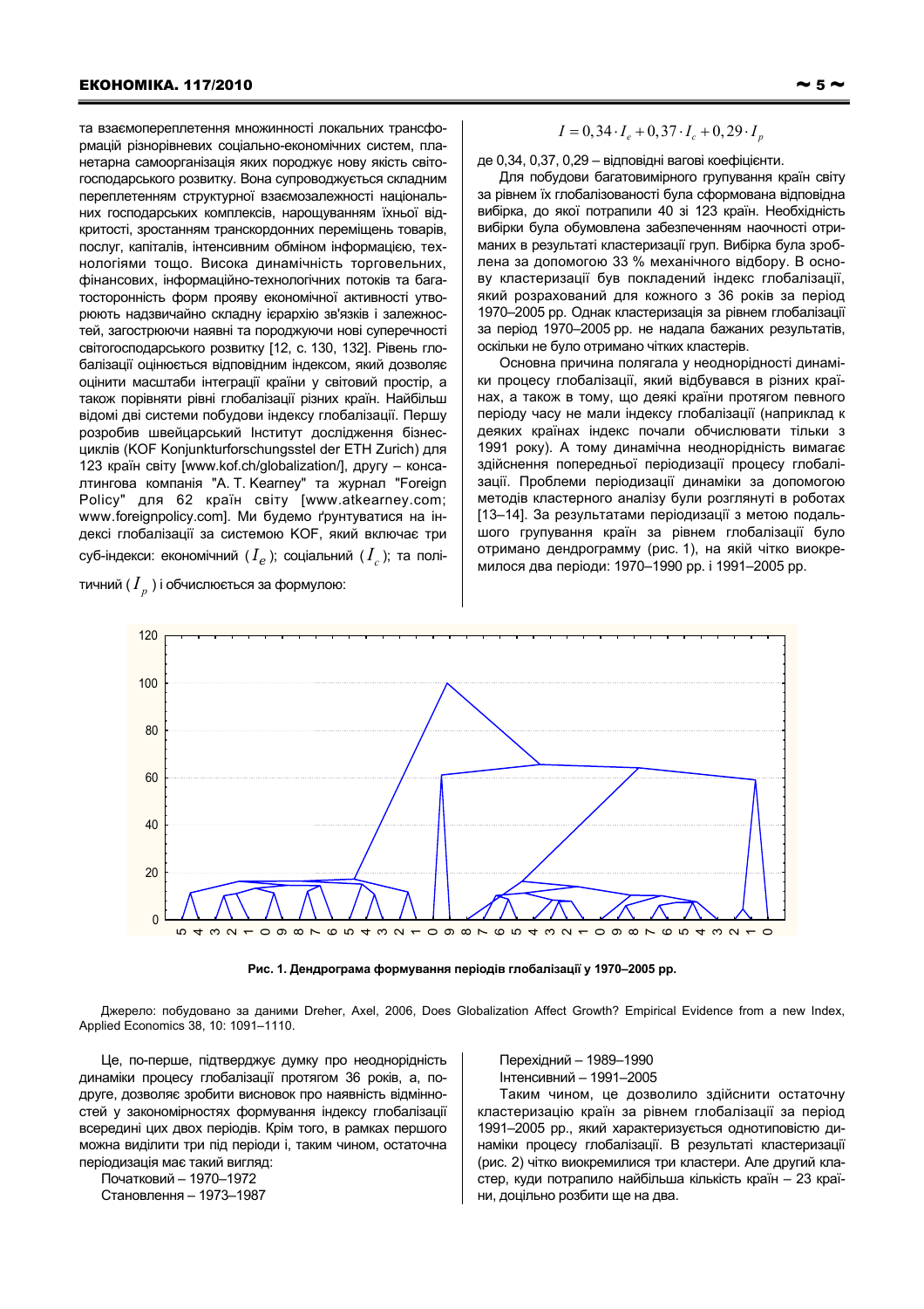та взаємопереплетення множинності локальних трансформацій різнорівневих соціально-економічних систем, планетарна самоорганізація яких породжує нову якість світогосподарського розвитку. Вона супроводжується складним переплетенням структурної взаємозалежності національних господарських комплексів, нарощуванням їхньої відкритості, зростанням транскордонних переміщень товарів, послуг, капіталів, інтенсивним обміном інформацією, технологіями тощо. Висока динамічність торговельних, фінансових, інформаційно-технологічних потоків та багатосторонність форм прояву економічної активності утворюють надзвичайно складну ієрархію зв'язків і залежностей, загострюючи наявні та породжуючи нові суперечності світогосподарського розвитку [12, с. 130, 132]. Рівень глобалізації оцінюється відповідним індексом, який дозволяє оцінити масштаби інтеграції країни у світовий простір, а також порівняти рівні глобалізації різних країн. Найбільш відомі дві системи побудови індексу глобалізації. Першу розробив швейцарський Інститут дослідження бізнес-циклів (KOF Konjunkturforschungsstel der ETH Zurich) для 123 країн світу [www.kof.ch/globalization/], другу – консалтингова компанія "A. T. Kearney" та журнал "Foreign Policy" для 62 країн світу [www.atkearney.com; www.foreignpolicy.com]. Ми будемо ґрунтуватися на індексі глобалізації за системою KOF, який включає три суб-індекси: економічний ($I_e$); соціальний ($I_c$); та політичний ($I_p$) і обчислюється за формулою:

$$I = 0,34 \cdot I_e + 0,37 \cdot I_c + 0,29 \cdot I_p$$

де 0,34, 0,37, 0,29 – відповідні вагові коефіцієнти.

Для побудови багатовимірного групування країн світу за рівнем їх глобалізованості була сформована відповідна вибірка, до якої потрапили 40 зі 123 країн. Необхідність вибірки була обумовлена забезпеченням наочності отриманих в результаті кластеризації груп. Вибірка була зроблена за допомогою 33 % механічного відбору. В основу кластеризації був покладений індекс глобалізації, який розрахований для кожного з 36 років за період 1970–2005 рр. Однак кластеризація за рівнем глобалізації за період 1970–2005 рр. не надала бажаних результатів, оскільки не було отримано чітких кластерів.

Основна причина полягала у неоднорідності динаміки процесу глобалізації, який відбувався в різних країнах, а також в тому, що деякі країни протягом певного періоду часу не мали індексу глобалізації (наприклад к деяких країнах індекс почали обчислювати тільки з 1991 року). А тому динамічна неоднорідність вимагає здійснення попередньої періодизації процесу глобалізації. Проблеми періодизації динаміки за допомогою методів кластерного аналізу були розглянуті в роботах [13–14]. За результатами періодизації з метою подальшого групування країн за рівнем глобалізації було отримано дендрограмму (рис. 1), на якій чітко виокремилося два періоди: 1970–1990 рр. і 1991–2005 рр.

**Рис. 1. Дендрограма формування періодів глобалізації у 1970–2005 рр.**

Джерело: побудовано за даними Dreher, Axel, 2006, Does Globalization Affect Growth? Empirical Evidence from a new Index, Applied Economics 38, 10: 1091–1110.

Це, по-перше, підтверджує думку про неоднорідність динаміки процесу глобалізації протягом 36 років, а, по-друге, дозволяє зробити висновок про наявність відмінностей у закономірностях формування індексу глобалізації всередині цих двох періодів. Крім того, в рамках першого можна виділити три під періоди і, таким чином, остаточна періодизація має такий вигляд:

Початковий – 1970–1972
Становлення – 1973–1987
Перехідний – 1989–1990
Інтенсивний – 1991–2005

Таким чином, це дозволило здійснити остаточну кластеризацію країн за рівнем глобалізації за період 1991–2005 рр., який характеризується однотиповістю динаміки процесу глобалізації. В результаті кластеризації (рис. 2) чітко виокремилися три кластери. Але другий кластер, куди потрапило найбільша кількість країн – 23 країни, доцільно розбити ще на два.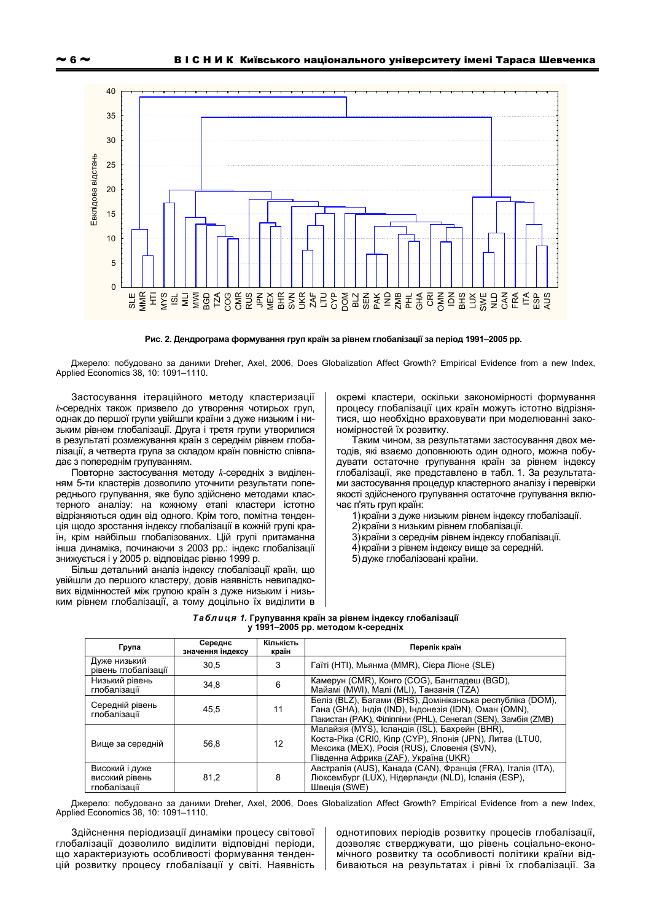Рис. 2. Дендрограма формування груп країн за рівнем глобалізації за період 1991–2005 рр.

Джерело: побудовано за даними Dreher, Axel, 2006, Does Globalization Affect Growth? Empirical Evidence from a new Index, Applied Economics 38, 10: 1091–1110.

Застосування ітераційного методу кластеризації $k$-середніх також призвело до утворення чотирьох груп, однак до першої групи увійшли країни з дуже низьким і низьким рівнем глобалізації. Друга і третя групи утворилися в результаті розмежування країн з середнім рівнем глобалізації, а четверта група за складом країн повністю співпадає з попереднім групуванням.

Повторне застосування методу $k$-середніх з виділенням 5-ти кластерів дозволило уточнити результати попереднього групування, яке було здійснено методами кластерного аналізу: на кожному етапі кластери істотно відрізняються один від одного. Крім того, помітна тенденція щодо зростання індексу глобалізації в кожній групі країн, крім найбільш глобалізованих. Цій групі притаманна інша динаміка, починаючи з 2003 рр.: індекс глобалізації знижується і у 2005 р. відповідає рівню 1999 р.

Більш детальний аналіз індексу глобалізації країн, що увійшли до першого кластеру, довів наявність невипадкових відмінностей між групою країн з дуже низьким і низьким рівнем глобалізації, а тому доцільно їх виділити в окремі кластери, оскільки закономірності формування процесу глобалізації цих країн можуть істотно відрізнятися, що необхідно враховувати при моделюванні закономірностей їх розвитку.

Таким чином, за результатами застосування двох методів, які взаємо доповнюють один одного, можна побудувати остаточне групування країн за рівнем індексу глобалізації, яке представлено в табл. 1. За результатами застосування процедур кластерного аналізу і перевірки якості здійсненого групування остаточне групування включає п'ять груп країн:

1) країни з дуже низьким рівнем індексу глобалізації.
2) країни з низьким рівнем глобалізації.
3) країни з середнім рівнем індексу глобалізації.
4) країни з рівнем індексу вище за середній.
5) дуже глобалізовані країни.

*Таблиця 1.* **Групування країн за рівнем індексу глобалізації у 1991–2005 рр. методом k-середніх**

| Група | Середнє значення індексу | Кількість країн | Перелік країн |
|---|---|---|---|
| Дуже низький рівень глобалізації | 30,5 | 3 | Гаїті (HTI), Мьянма (MMR), Сієра Ліоне (SLE) |
| Низький рівень глобалізації | 34,8 | 6 | Камерун (CMR), Конго (COG), Бангладеш (BGD), Майамі (MWI), Малі (MLI), Танзанія (TZA) |
| Середній рівень глобалізації | 45,5 | 11 | Беліз (BLZ), Багами (BHS), Домініканська республіка (DOM), Гана (GHA), Індія (IND), Індонезія (IDN), Оман (OMN), Пакистан (PAK), Філіппіни (PHL), Сенегал (SEN), Замбія (ZMB) |
| Вище за середній | 56,8 | 12 | Малайзія (MYS), Ісландія (ISL), Бахрейн (BHR), Коста-Ріка (CRI0, Кіпр (CYP), Японія (JPN), Литва (LTU0, Мексика (MEX), Росія (RUS), Словенія (SVN), Південна Африка (ZAF), Україна (UKR) |
| Високий і дуже високий рівень глобалізації | 81,2 | 8 | Австралія (AUS), Канада (CAN), Франція (FRA), Італія (ITA), Люксембург (LUX), Нідерланди (NLD), Іспанія (ESP), Швеція (SWE) |

Джерело: побудовано за даними Dreher, Axel, 2006, Does Globalization Affect Growth? Empirical Evidence from a new Index, Applied Economics 38, 10: 1091–1110.

Здійснення періодизації динаміки процесу світової глобалізації дозволило виділити відповідні періоди, що характеризують особливості формування тенденцій розвитку процесу глобалізації у світі. Наявність однотипових періодів розвитку процесів глобалізації, дозволяє стверджувати, що рівень соціально-економічного розвитку та особливості політики країни відбиваються на результатах і рівні їх глобалізації. За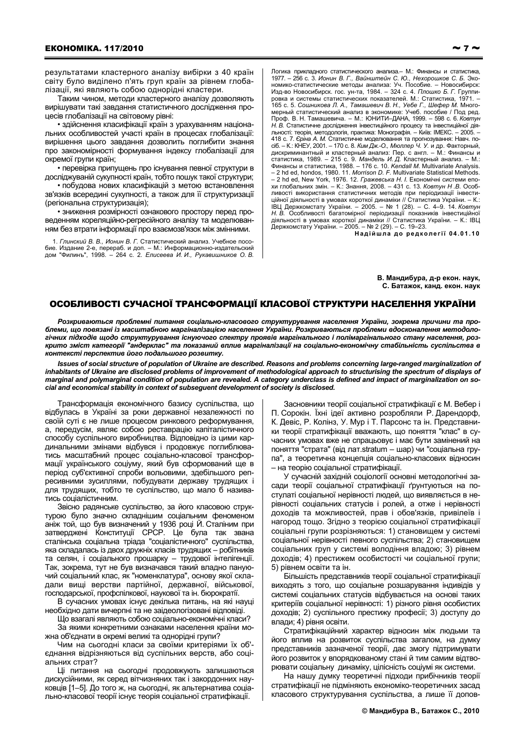результатами кластерного аналізу вибірки з 40 країн світу було виділено п'ять груп країн за рівнем глобалізації, які являють собою однорідні кластери.

Таким чином, методи кластерного аналізу дозволяють вирішувати такі завдання статистичного дослідження процесів глобалізації на світовому рівні:

• здійснення класифікації країн з урахуванням національних особливостей участі країн в процесах глобалізації: вирішення цього завдання дозволить поглибити знання про закономірності формування індексу глобалізації для окремої групи країн;

• перевірка припущень про існування певної структури в досліджуваній сукупності країн, тобто пошук такої структури;

• побудова нових класифікацій з метою встановлення зв'язків всередині сукупності, а також для її структуризації (регіональна структуризація);

• зниження розмірності ознакового простору перед проведенням кореляційно-регресійного аналізу та моделюванням без втрати інформації про взаємозв'язок між змінними.

1. *Глинский В. В., Ионин В. Г.* Статистический анализ. Учебное пособие. Издание 2-е, перераб. и доп. – М.: Информационно-издательский дом "Филинъ", 1998. – 264 с. 2. *Елисеева И. И., Рукавишников О. В.* Логика прикладного статистического анализа.– М.: Финансы и статистика, 1977. – 256 с. 3. *Ионин В. Г., Вайнштейн С. Ю., Нехорошков С. Б.* Экономико-статистические методы анализа: Уч. Пособие. – Новосибирск: Изд-во Новосибирск. гос. ун-та, 1984. – 324 с. 4. *Плошко Б. Г.* Группировка и системы статистических показателей. М.: Статистика, 1971. – 165 с. 5. *Сошникова Л. А., Тамашевич В. Н., Уебе Г., Шефер М.* Многомерный статистический анализ в экономике: Учеб. пособие / Под ред. Проф. В. Н. Тамашевича. – М.: ЮНИТИ–ДАНА, 1999. – 598 с. 6. *Ковтун Н. В.* Статистичне дослідження інвестиційного процесу та інвестиційної діяльності: теорія, методологія, практика: Монографія. – Київ: ІМЕКС. – 2005. – 418 с. 7. *Єріна А. М.* Статистичне моделювання та прогнозування: Навч. посіб. – К.: КНЕУ, 2001. – 170 с. 8. *Ким Дж.-О., Мюллер Ч. У.* и др. Факторный, дискриминантный и кластерный анализ: Пер. с англ. – М.: Финансы и статистика, 1989. – 215 с. 9. *Мандель И. Д.* Кластерный анализ. – М.: Финансы и статистика, 1988. – 176 с. 10. *Kendall M.* Multivariate Analysis. – 2 hd ed, hondos, 1980. 11. *Morrison D. F.* Multivariate Statistical Methods. – 2 hd ed, New York, 1976. 12. *Гражевська Н. І.* Економічні системи епохи глобальних змін. – К.: Знання, 2008. – 431 с. 13. *Ковтун Н .В.* Особливості використання статистичних методів при періодизації інвестиційної діяльності в умовах короткої динаміки // Статистика України. – К.: ІВЦ Держкомстату України. – 2005. – № 1 (28). – С. 4–9. 14. *Ковтун Н. В.* Особливості багатомірної періодизації показників інвестиційної діяльності в умовах короткої динаміки // Статистика України. – К.: ІВЦ Держкомстату України. – 2005. – № 2 (29). – С. 19–23.

**Надійшла до редколегії 04.01.10**

**В. Мандибура, д-р екон. наук,**
**С. Батажок, канд. екон. наук**

# ОСОБЛИВОСТІ СУЧАСНОЇ ТРАНСФОРМАЦІЇ КЛАСОВОЇ СТРУКТУРИ НАСЕЛЕННЯ УКРАЇНИ

***Розкриваються проблемні питання соціально-класового структурування населення України, зокрема причини та проблеми, що повязані із масштабною маргіналізацією населення України. Розкриваються проблеми вдосконалення методологічних підходів щодо структурування існуючого спектру проявів маргінального і полімаргінального стану населення, розкрито зміст категорії "андерклас" та показаний вплив маргіналізації на соціально-економічну стабільність суспільства в контексті перспектив його подальшого розвитку.***

***Issues of social structure of population of Ukraine are described. Reasons and problems concerning large-ranged marginalization of inhabitants of Ukraine are disclosed problems of improvement of methodological approach to structurising the spectrum of displays of marginal and polymarginal condition of population are revealed. A category underclass is defined and impact of marginalization on social and economical stability in context of subsequent development of society is disclosed.***

Трансформація економічного базису суспільства, що відбулась в Україні за роки державної незалежності по своїй суті є не лише процесом ринкового реформування, а, передусім, являє собою реставрацію капіталістичного способу суспільного виробництва. Відповідно із цими кардинальними змінами відбувся і продовжує поглиблюватись масштабний процес соціально-класової трансформації українського соціуму, який був сформований ще в період суб'єктивної спроби вольовими, здебільшого репресивними зусиллями, побудувати державу трудящих і для трудящих, тобто те суспільство, що мало б називатись соціалістичним.

Звісно радянське суспільство, за його класовою структурою було значно складнішим соціальним феноменом аніж той, що був визначений у 1936 році Й. Сталіним при затверджені Конституції СРСР. Це була так звана сталінська соціальна тріада "соціалістичного" суспільства, яка складалась із двох дружніх класів трудящих – робітників та селян, і соціального прошарку – трудової інтелігенції. Так, зокрема, тут не був визначався такий владно пануючий соціальний клас, як "номенклатура", основу якої складали вищі верстви партійної, державної, військової, господарської, профспілкової, наукової та ін. бюрократії.

В сучасних умовах існує декілька питань, на які науці необхідно дати вичерпні та не заідеологізовані відповіді.

Що взагалі являють собою соціально-економічні класи?

За якими конкретними ознаками населення країни можна об'єднати в окремі великі та однорідні групи?

Чим на сьогодні класи за своїми критеріями їх об'єднання відрізняються від суспільних верств, або соціальних страт?

Ці питання на сьогодні продовжують залишаються дискусійними, як серед вітчизняних так і закордонних науковців [1–5]. До того ж, на сьогодні, як альтернатива соціально-класової теорії існує теорія соціальної стратифікації.

Засновники теорії соціальної стратифікації є М. Вебер і П. Сорокін. Їхні ідеї активно розробляли Р. Дарендорф, К. Девіс, Р. Колінз, У. Мур і Т. Парсонс та ін. Представники теорії стратифікації вважають, що поняття "клас" в сучасних умовах вже не спрацьовує і має бути замінений на поняття "страта" (від лат.stratum – шар) чи "соціальна група", а теоретична концепція соціально-класових відносин – на теорію соціальної стратифікації.

У сучасній західній соціології основні методологічні засади теорії соціальної стратифікації ґрунтуються на постулаті соціальної нерівності людей, що виявляється в нерівності соціальних статусів і ролей, а отже і нерівності доходів та можливостей, прав і обов'язків, привілеїв і нагород тощо. Згідно з теорією соціальної стратифікації соціальні групи розрізняються: 1) становищем у системі соціальної нерівності певного суспільства; 2) становищем соціальних груп у системі володіння владою; 3) рівнем доходів; 4) престижем особистості чи соціальної групи; 5) рівнем освіти та ін.

Більшість представників теорії соціальної стратифікації виходять з того, що соціальне розшарування індивідів у системі соціальних статусів відбувається на основі таких критеріїв соціальної нерівності: 1) різного рівня особистих доходів; 2) суспільного престижу професії; 3) доступу до влади; 4) рівня освіти.

Стратифікаційний характер відносин між людьми та його вплив на розвиток суспільства загалом, на думку представників зазначеної теорії, дає змогу підтримувати його розвиток у впорядкованому стані й тим самим відтворювати соціальну динаміку, цілісність соціумі як системи.

На нашу думку теоретичні підходи прибічників теорії стратифікації не підміняють економіко-теоретичних засад класового структурування суспільства, а лише її допов-

© Мандибура В., Батажок С., 2010